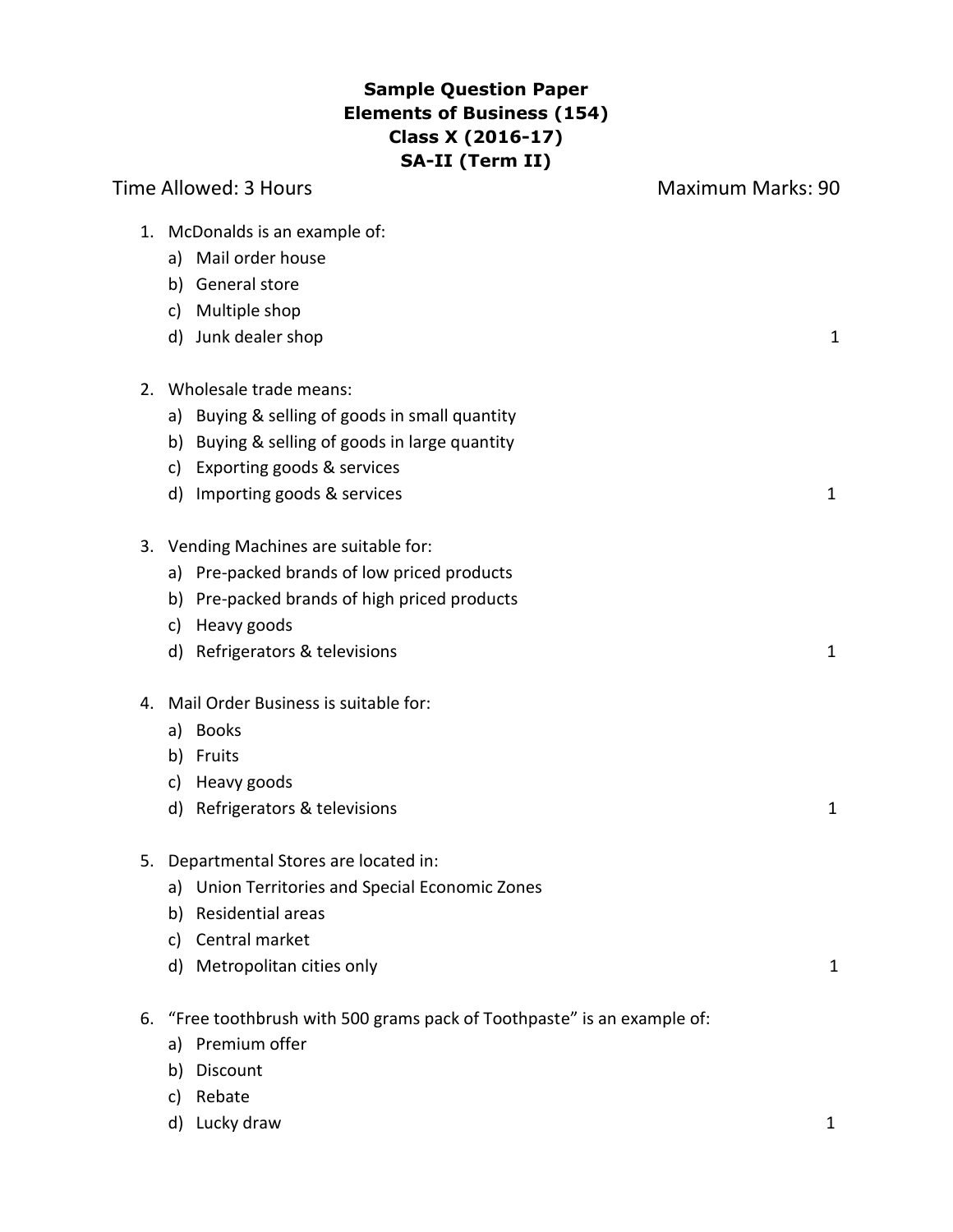# Sample Question Paper
# Elements of Business (154)
# Class X (2016-17)
# SA-II (Term II)

**Time Allowed: 3 Hours** **Maximum Marks: 90**

1. McDonalds is an example of:
   a) Mail order house
   b) General store
   c) Multiple shop
   d) Junk dealer shop 1

2. Wholesale trade means:
   a) Buying & selling of goods in small quantity
   b) Buying & selling of goods in large quantity
   c) Exporting goods & services
   d) Importing goods & services 1

3. Vending Machines are suitable for:
   a) Pre-packed brands of low priced products
   b) Pre-packed brands of high priced products
   c) Heavy goods
   d) Refrigerators & televisions 1

4. Mail Order Business is suitable for:
   a) Books
   b) Fruits
   c) Heavy goods
   d) Refrigerators & televisions 1

5. Departmental Stores are located in:
   a) Union Territories and Special Economic Zones
   b) Residential areas
   c) Central market
   d) Metropolitan cities only 1

6. "Free toothbrush with 500 grams pack of Toothpaste" is an example of:
   a) Premium offer
   b) Discount
   c) Rebate
   d) Lucky draw 1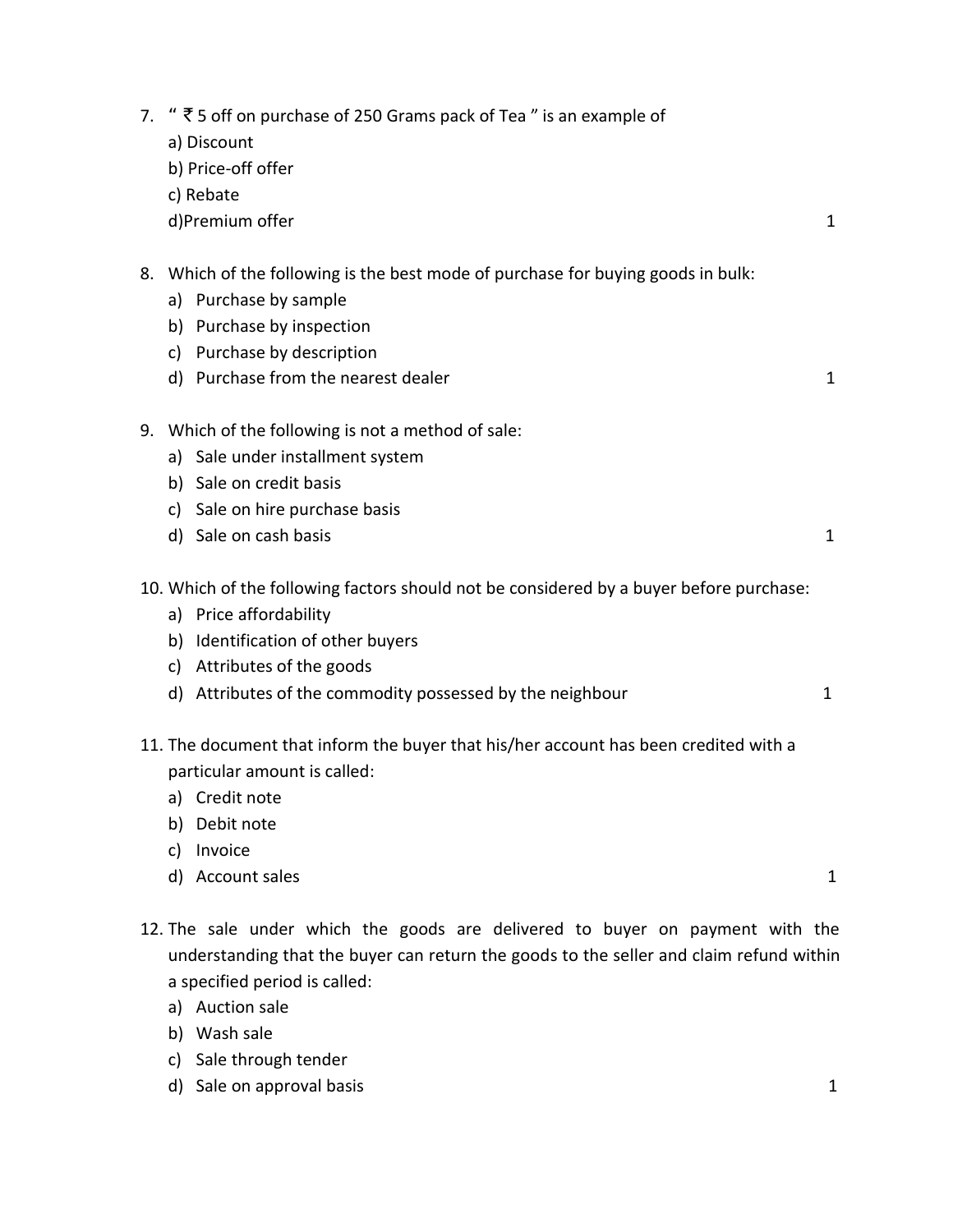7. " ₹ 5 off on purchase of 250 Grams pack of Tea " is an example of
   a) Discount
   b) Price-off offer
   c) Rebate
   d)Premium offer 1

8. Which of the following is the best mode of purchase for buying goods in bulk:
   a) Purchase by sample
   b) Purchase by inspection
   c) Purchase by description
   d) Purchase from the nearest dealer 1

9. Which of the following is not a method of sale:
   a) Sale under installment system
   b) Sale on credit basis
   c) Sale on hire purchase basis
   d) Sale on cash basis 1

10. Which of the following factors should not be considered by a buyer before purchase:
    a) Price affordability
    b) Identification of other buyers
    c) Attributes of the goods
    d) Attributes of the commodity possessed by the neighbour 1

11. The document that inform the buyer that his/her account has been credited with a particular amount is called:
    a) Credit note
    b) Debit note
    c) Invoice
    d) Account sales 1

12. The sale under which the goods are delivered to buyer on payment with the understanding that the buyer can return the goods to the seller and claim refund within a specified period is called:
    a) Auction sale
    b) Wash sale
    c) Sale through tender
    d) Sale on approval basis 1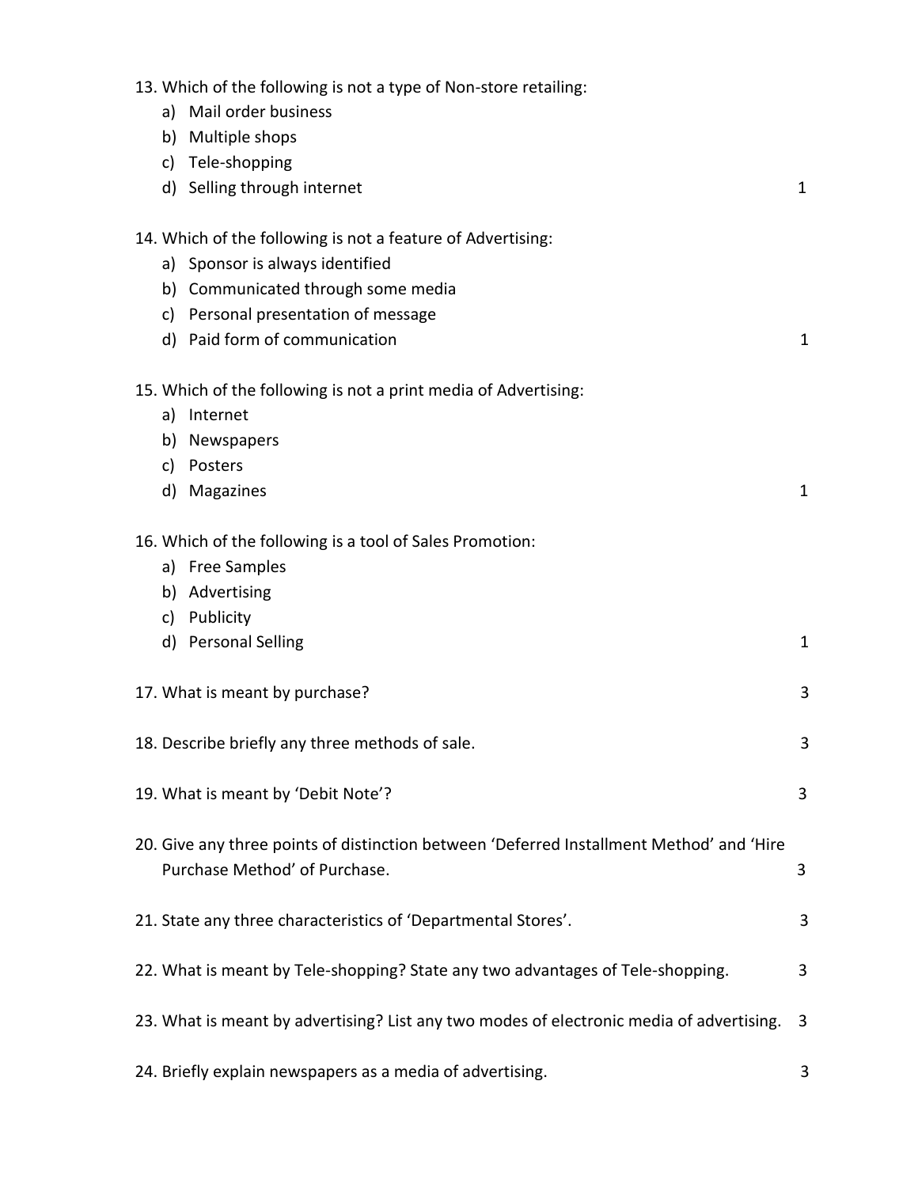13. Which of the following is not a type of Non-store retailing:
    a) Mail order business
    b) Multiple shops
    c) Tele-shopping
    d) Selling through internet    1

14. Which of the following is not a feature of Advertising:
    a) Sponsor is always identified
    b) Communicated through some media
    c) Personal presentation of message
    d) Paid form of communication    1

15. Which of the following is not a print media of Advertising:
    a) Internet
    b) Newspapers
    c) Posters
    d) Magazines    1

16. Which of the following is a tool of Sales Promotion:
    a) Free Samples
    b) Advertising
    c) Publicity
    d) Personal Selling    1

17. What is meant by purchase?    3

18. Describe briefly any three methods of sale.    3

19. What is meant by 'Debit Note'?    3

20. Give any three points of distinction between 'Deferred Installment Method' and 'Hire Purchase Method' of Purchase.    3

21. State any three characteristics of 'Departmental Stores'.    3

22. What is meant by Tele-shopping? State any two advantages of Tele-shopping.    3

23. What is meant by advertising? List any two modes of electronic media of advertising.    3

24. Briefly explain newspapers as a media of advertising.    3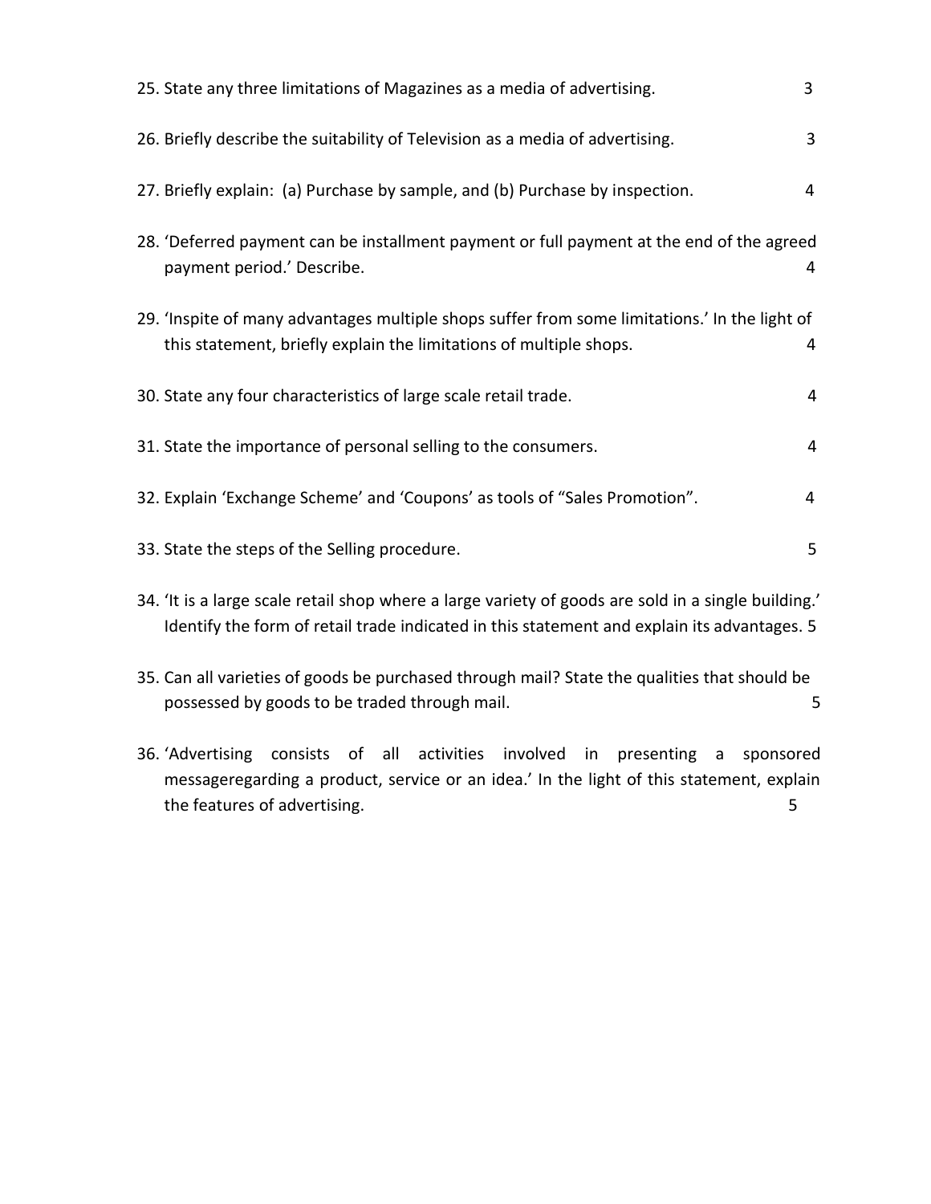25. State any three limitations of Magazines as a media of advertising. 3

26. Briefly describe the suitability of Television as a media of advertising. 3

27. Briefly explain: (a) Purchase by sample, and (b) Purchase by inspection. 4

28. 'Deferred payment can be installment payment or full payment at the end of the agreed payment period.' Describe. 4

29. 'Inspite of many advantages multiple shops suffer from some limitations.' In the light of this statement, briefly explain the limitations of multiple shops. 4

30. State any four characteristics of large scale retail trade. 4

31. State the importance of personal selling to the consumers. 4

32. Explain 'Exchange Scheme' and 'Coupons' as tools of "Sales Promotion". 4

33. State the steps of the Selling procedure. 5

34. 'It is a large scale retail shop where a large variety of goods are sold in a single building.' Identify the form of retail trade indicated in this statement and explain its advantages. 5

35. Can all varieties of goods be purchased through mail? State the qualities that should be possessed by goods to be traded through mail. 5

36. 'Advertising consists of all activities involved in presenting a sponsored messageregarding a product, service or an idea.' In the light of this statement, explain the features of advertising. 5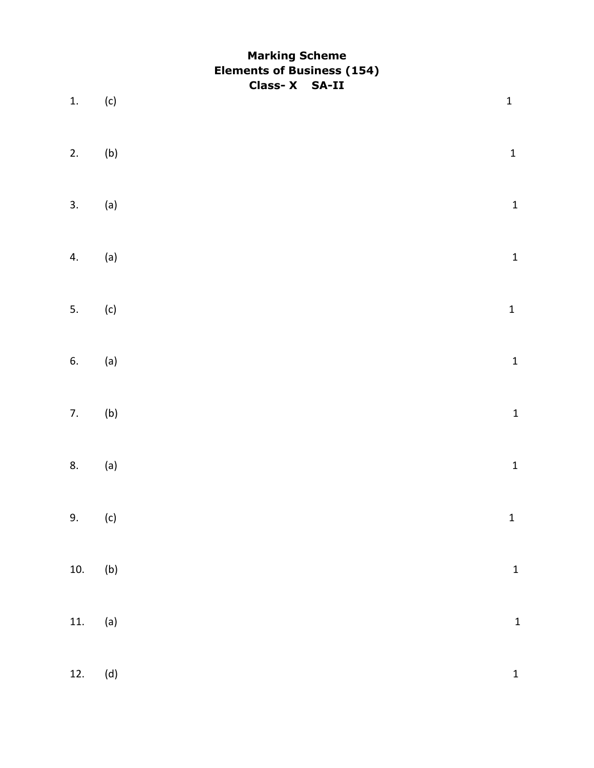# Marking Scheme
## Elements of Business (154)
### Class- X SA-II

| | | |
|---|---|---|
| 1. | (c) | 1 |
| 2. | (b) | 1 |
| 3. | (a) | 1 |
| 4. | (a) | 1 |
| 5. | (c) | 1 |
| 6. | (a) | 1 |
| 7. | (b) | 1 |
| 8. | (a) | 1 |
| 9. | (c) | 1 |
| 10. | (b) | 1 |
| 11. | (a) | 1 |
| 12. | (d) | 1 |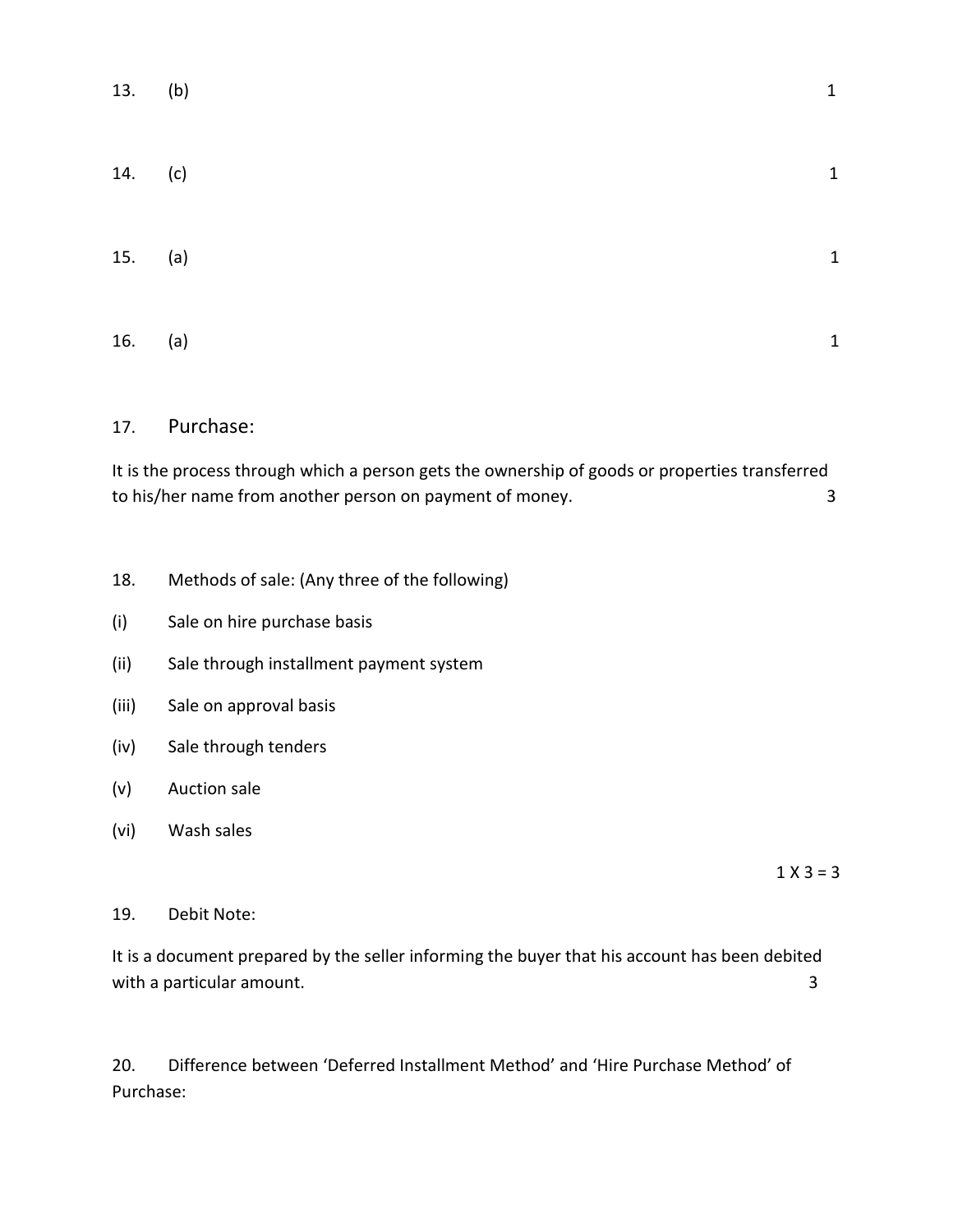13. (b) 1

14. (c) 1

15. (a) 1

16. (a) 1

17. Purchase:

It is the process through which a person gets the ownership of goods or properties transferred to his/her name from another person on payment of money. 3

18. Methods of sale: (Any three of the following)

(i) Sale on hire purchase basis

(ii) Sale through installment payment system

(iii) Sale on approval basis

(iv) Sale through tenders

(v) Auction sale

(vi) Wash sales

1 X 3 = 3

19. Debit Note:

It is a document prepared by the seller informing the buyer that his account has been debited with a particular amount. 3

20. Difference between 'Deferred Installment Method' and 'Hire Purchase Method' of Purchase: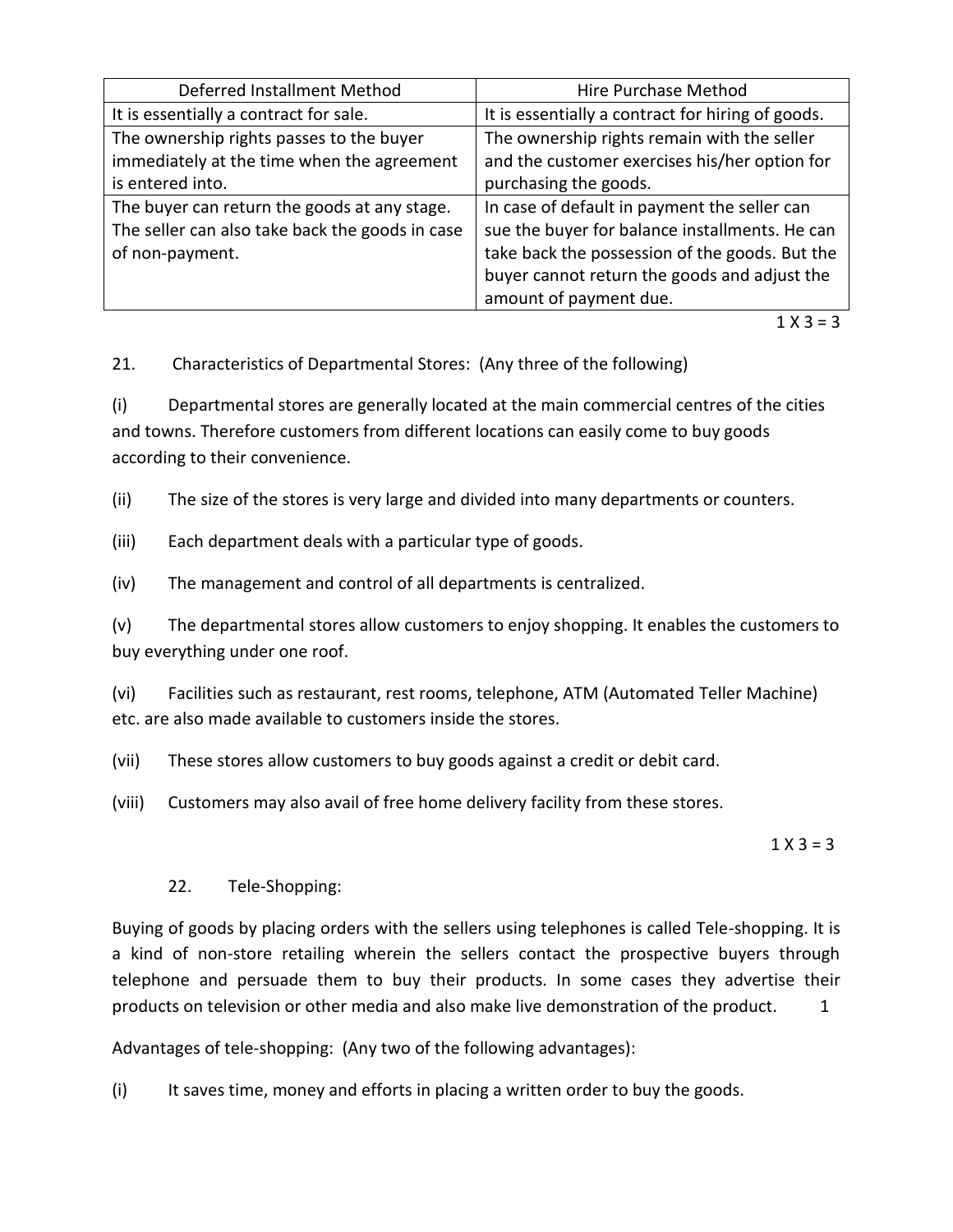| Deferred Installment Method | Hire Purchase Method |
| --- | --- |
| It is essentially a contract for sale. | It is essentially a contract for hiring of goods. |
| The ownership rights passes to the buyer immediately at the time when the agreement is entered into. | The ownership rights remain with the seller and the customer exercises his/her option for purchasing the goods. |
| The buyer can return the goods at any stage. The seller can also take back the goods in case of non-payment. | In case of default in payment the seller can sue the buyer for balance installments. He can take back the possession of the goods. But the buyer cannot return the goods and adjust the amount of payment due. |

1 X 3 = 3

21. Characteristics of Departmental Stores: (Any three of the following)

(i) Departmental stores are generally located at the main commercial centres of the cities and towns. Therefore customers from different locations can easily come to buy goods according to their convenience.

(ii) The size of the stores is very large and divided into many departments or counters.

(iii) Each department deals with a particular type of goods.

(iv) The management and control of all departments is centralized.

(v) The departmental stores allow customers to enjoy shopping. It enables the customers to buy everything under one roof.

(vi) Facilities such as restaurant, rest rooms, telephone, ATM (Automated Teller Machine) etc. are also made available to customers inside the stores.

(vii) These stores allow customers to buy goods against a credit or debit card.

(viii) Customers may also avail of free home delivery facility from these stores.

1 X 3 = 3

22. Tele-Shopping:

Buying of goods by placing orders with the sellers using telephones is called Tele-shopping. It is a kind of non-store retailing wherein the sellers contact the prospective buyers through telephone and persuade them to buy their products. In some cases they advertise their products on television or other media and also make live demonstration of the product. 1

Advantages of tele-shopping: (Any two of the following advantages):

(i) It saves time, money and efforts in placing a written order to buy the goods.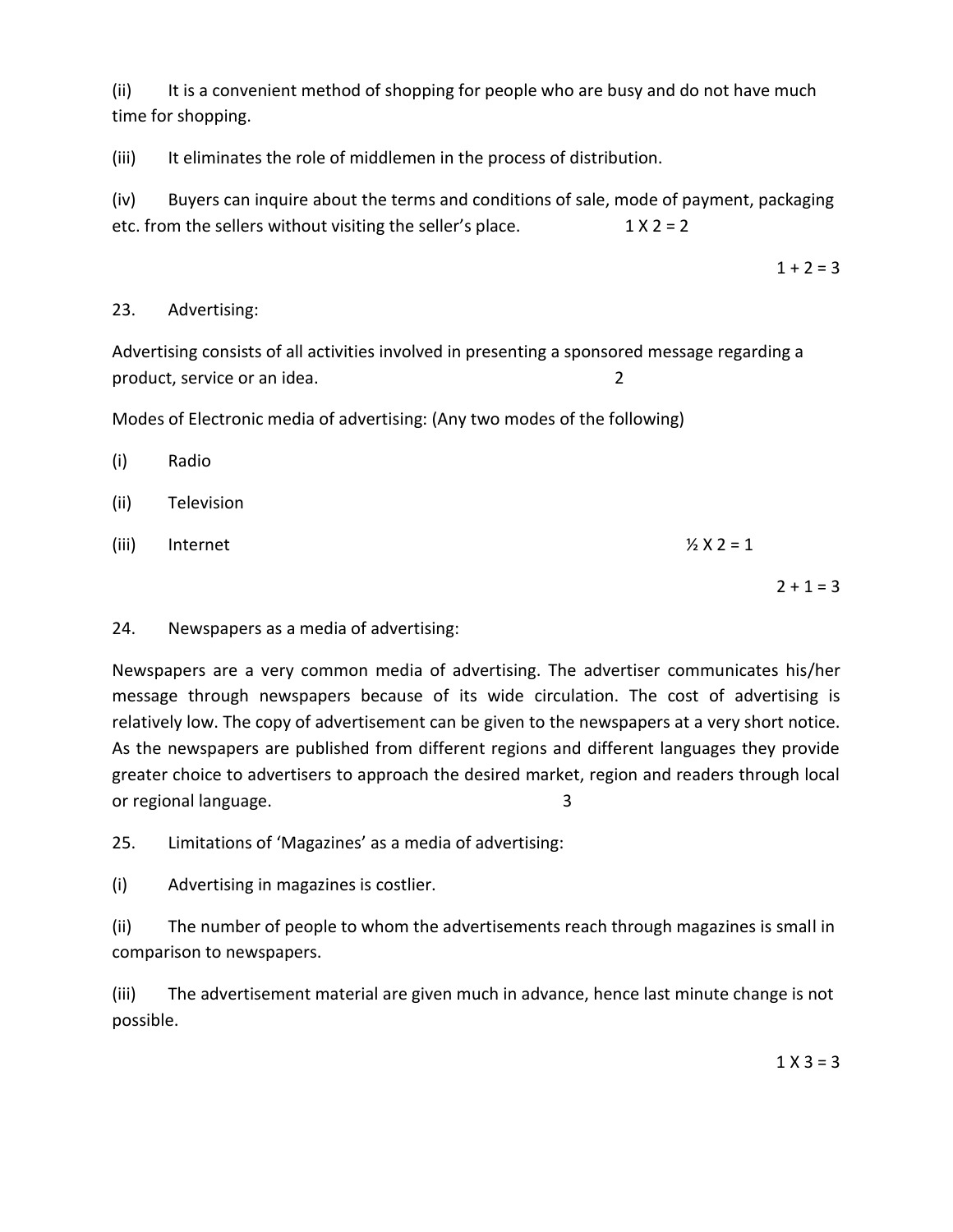(ii) It is a convenient method of shopping for people who are busy and do not have much time for shopping.

(iii) It eliminates the role of middlemen in the process of distribution.

(iv) Buyers can inquire about the terms and conditions of sale, mode of payment, packaging etc. from the sellers without visiting the seller's place. 1 X 2 = 2

1 + 2 = 3

23. Advertising:

Advertising consists of all activities involved in presenting a sponsored message regarding a product, service or an idea. 2

Modes of Electronic media of advertising: (Any two modes of the following)

(i) Radio

(ii) Television

(iii) Internet ½ X 2 = 1

2 + 1 = 3

24. Newspapers as a media of advertising:

Newspapers are a very common media of advertising. The advertiser communicates his/her message through newspapers because of its wide circulation. The cost of advertising is relatively low. The copy of advertisement can be given to the newspapers at a very short notice. As the newspapers are published from different regions and different languages they provide greater choice to advertisers to approach the desired market, region and readers through local or regional language. 3

25. Limitations of 'Magazines' as a media of advertising:

(i) Advertising in magazines is costlier.

(ii) The number of people to whom the advertisements reach through magazines is small in comparison to newspapers.

(iii) The advertisement material are given much in advance, hence last minute change is not possible.

1 X 3 = 3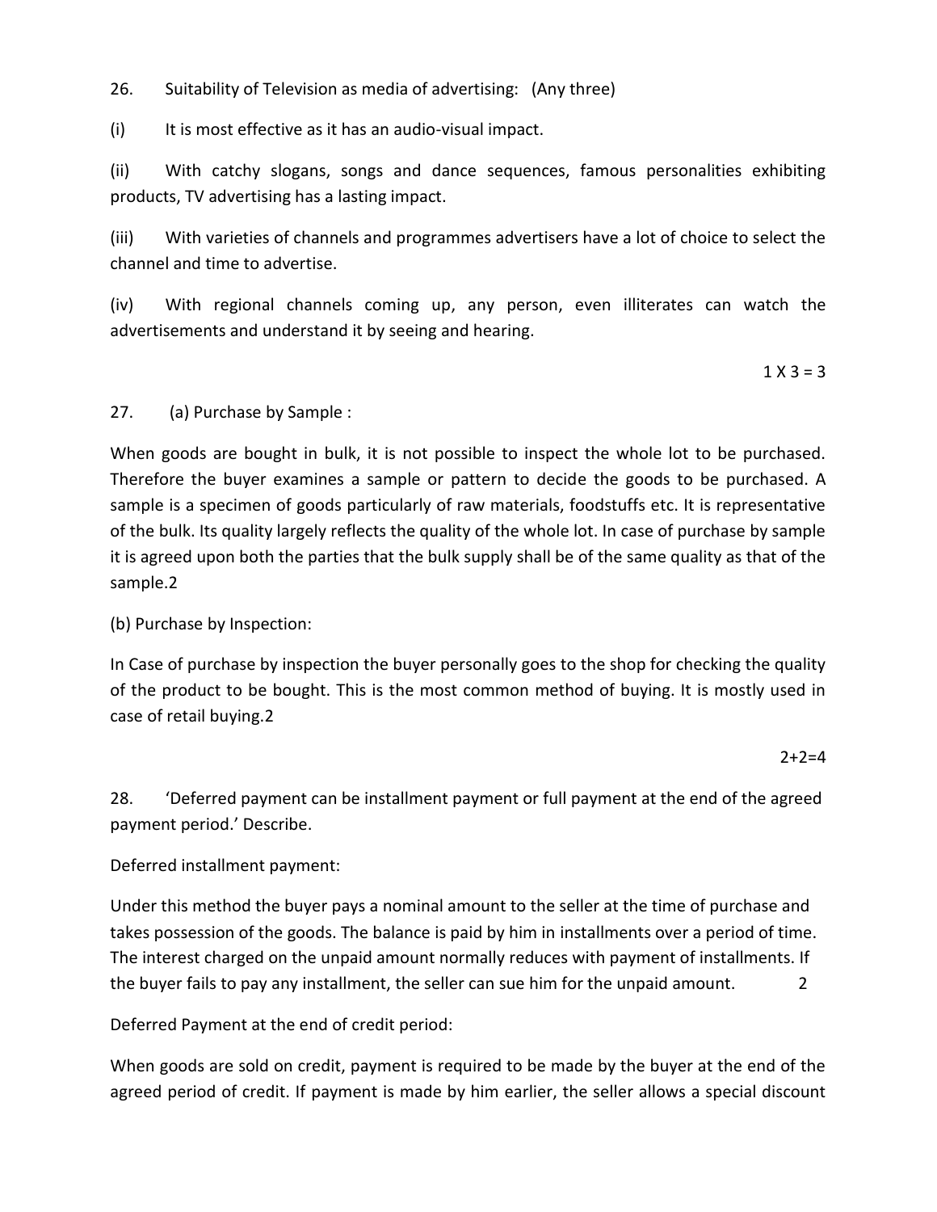26. Suitability of Television as media of advertising: (Any three)

(i) It is most effective as it has an audio-visual impact.

(ii) With catchy slogans, songs and dance sequences, famous personalities exhibiting products, TV advertising has a lasting impact.

(iii) With varieties of channels and programmes advertisers have a lot of choice to select the channel and time to advertise.

(iv) With regional channels coming up, any person, even illiterates can watch the advertisements and understand it by seeing and hearing.

1 X 3 = 3

27. (a) Purchase by Sample :

When goods are bought in bulk, it is not possible to inspect the whole lot to be purchased. Therefore the buyer examines a sample or pattern to decide the goods to be purchased. A sample is a specimen of goods particularly of raw materials, foodstuffs etc. It is representative of the bulk. Its quality largely reflects the quality of the whole lot. In case of purchase by sample it is agreed upon both the parties that the bulk supply shall be of the same quality as that of the sample.2

(b) Purchase by Inspection:

In Case of purchase by inspection the buyer personally goes to the shop for checking the quality of the product to be bought. This is the most common method of buying. It is mostly used in case of retail buying.2

2+2=4

28. 'Deferred payment can be installment payment or full payment at the end of the agreed payment period.' Describe.

Deferred installment payment:

Under this method the buyer pays a nominal amount to the seller at the time of purchase and takes possession of the goods. The balance is paid by him in installments over a period of time. The interest charged on the unpaid amount normally reduces with payment of installments. If the buyer fails to pay any installment, the seller can sue him for the unpaid amount. 2

Deferred Payment at the end of credit period:

When goods are sold on credit, payment is required to be made by the buyer at the end of the agreed period of credit. If payment is made by him earlier, the seller allows a special discount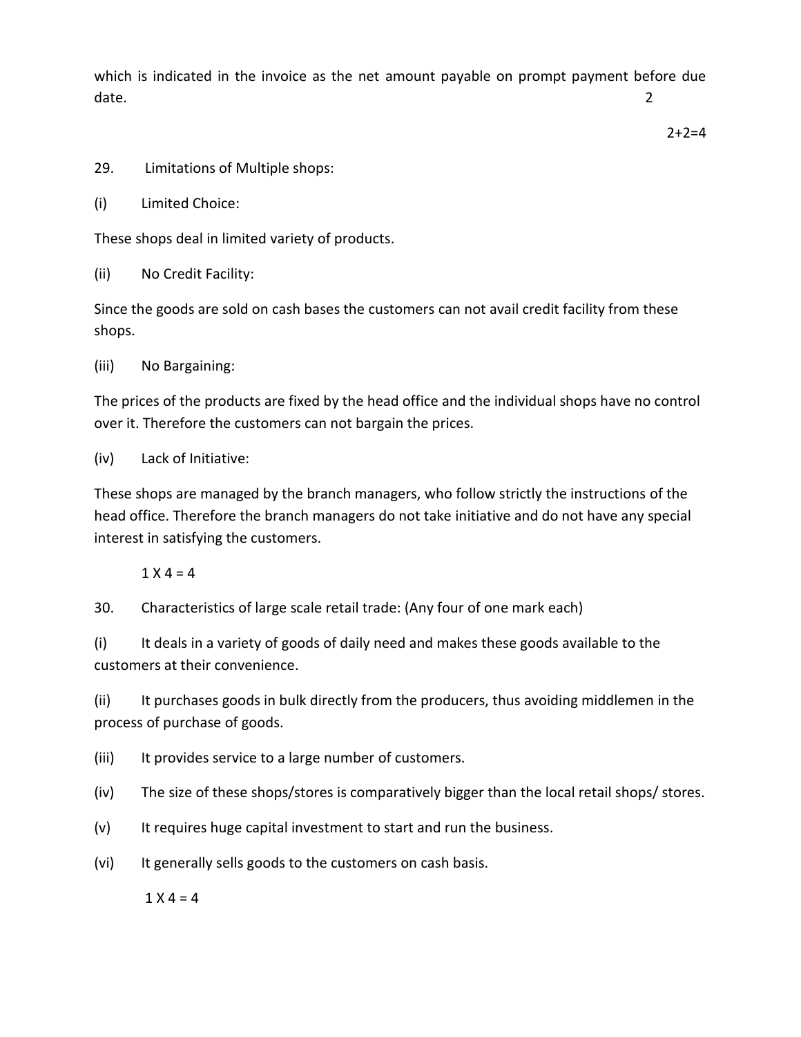which is indicated in the invoice as the net amount payable on prompt payment before due date. 2

2+2=4

29. Limitations of Multiple shops:

(i) Limited Choice:

These shops deal in limited variety of products.

(ii) No Credit Facility:

Since the goods are sold on cash bases the customers can not avail credit facility from these shops.

(iii) No Bargaining:

The prices of the products are fixed by the head office and the individual shops have no control over it. Therefore the customers can not bargain the prices.

(iv) Lack of Initiative:

These shops are managed by the branch managers, who follow strictly the instructions of the head office. Therefore the branch managers do not take initiative and do not have any special interest in satisfying the customers.

1 X 4 = 4

30. Characteristics of large scale retail trade: (Any four of one mark each)

(i) It deals in a variety of goods of daily need and makes these goods available to the customers at their convenience.

(ii) It purchases goods in bulk directly from the producers, thus avoiding middlemen in the process of purchase of goods.

(iii) It provides service to a large number of customers.

(iv) The size of these shops/stores is comparatively bigger than the local retail shops/ stores.

(v) It requires huge capital investment to start and run the business.

(vi) It generally sells goods to the customers on cash basis.

1 X 4 = 4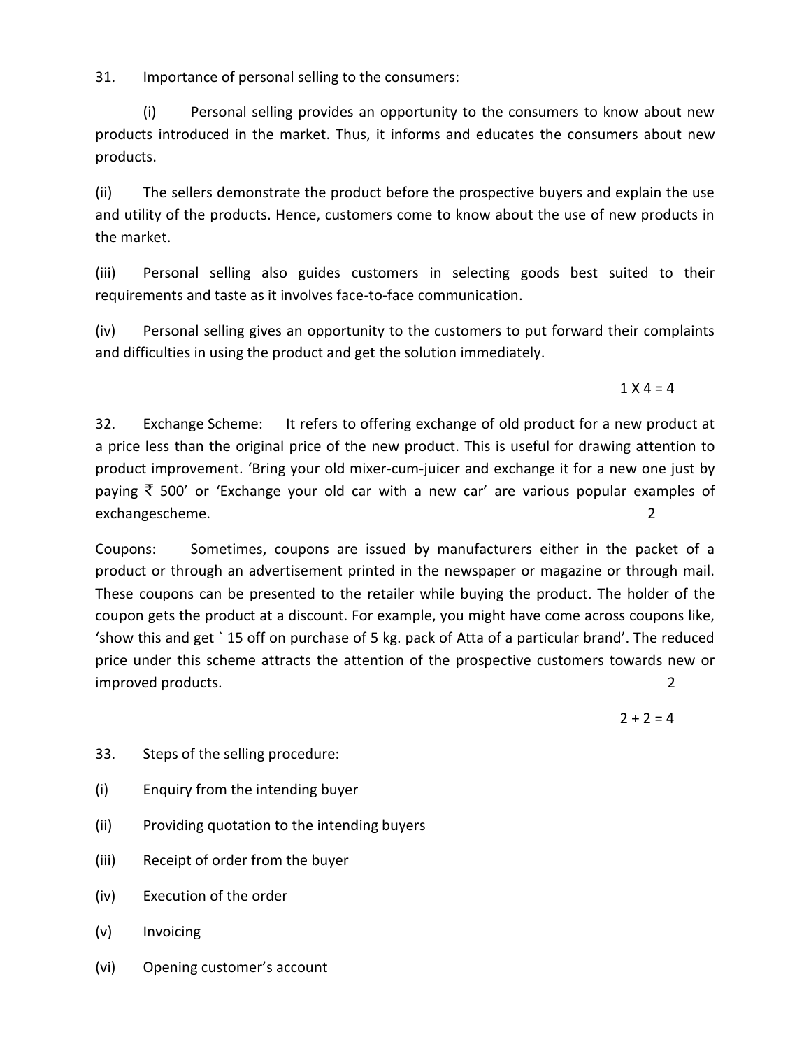31. Importance of personal selling to the consumers:

(i) Personal selling provides an opportunity to the consumers to know about new products introduced in the market. Thus, it informs and educates the consumers about new products.

(ii) The sellers demonstrate the product before the prospective buyers and explain the use and utility of the products. Hence, customers come to know about the use of new products in the market.

(iii) Personal selling also guides customers in selecting goods best suited to their requirements and taste as it involves face-to-face communication.

(iv) Personal selling gives an opportunity to the customers to put forward their complaints and difficulties in using the product and get the solution immediately.

1 X 4 = 4

32. Exchange Scheme: It refers to offering exchange of old product for a new product at a price less than the original price of the new product. This is useful for drawing attention to product improvement. 'Bring your old mixer-cum-juicer and exchange it for a new one just by paying ₹ 500' or 'Exchange your old car with a new car' are various popular examples of exchangescheme. 2

Coupons: Sometimes, coupons are issued by manufacturers either in the packet of a product or through an advertisement printed in the newspaper or magazine or through mail. These coupons can be presented to the retailer while buying the product. The holder of the coupon gets the product at a discount. For example, you might have come across coupons like, 'show this and get ` 15 off on purchase of 5 kg. pack of Atta of a particular brand'. The reduced price under this scheme attracts the attention of the prospective customers towards new or improved products. 2

2 + 2 = 4

33. Steps of the selling procedure:

(i) Enquiry from the intending buyer

(ii) Providing quotation to the intending buyers

(iii) Receipt of order from the buyer

(iv) Execution of the order

(v) Invoicing

(vi) Opening customer's account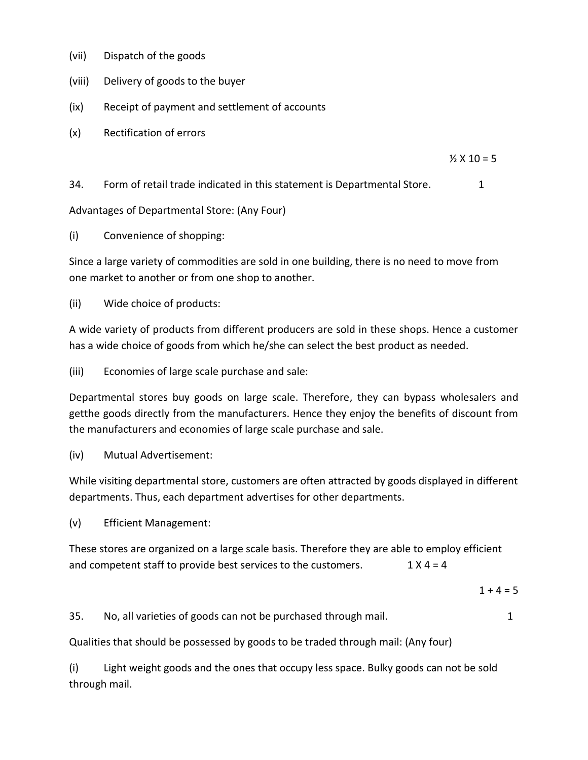(vii) Dispatch of the goods

(viii) Delivery of goods to the buyer

(ix) Receipt of payment and settlement of accounts

(x) Rectification of errors

½ X 10 = 5

34. Form of retail trade indicated in this statement is Departmental Store. 1

Advantages of Departmental Store: (Any Four)

(i) Convenience of shopping:

Since a large variety of commodities are sold in one building, there is no need to move from one market to another or from one shop to another.

(ii) Wide choice of products:

A wide variety of products from different producers are sold in these shops. Hence a customer has a wide choice of goods from which he/she can select the best product as needed.

(iii) Economies of large scale purchase and sale:

Departmental stores buy goods on large scale. Therefore, they can bypass wholesalers and getthe goods directly from the manufacturers. Hence they enjoy the benefits of discount from the manufacturers and economies of large scale purchase and sale.

(iv) Mutual Advertisement:

While visiting departmental store, customers are often attracted by goods displayed in different departments. Thus, each department advertises for other departments.

(v) Efficient Management:

These stores are organized on a large scale basis. Therefore they are able to employ efficient and competent staff to provide best services to the customers. 1 X 4 = 4

1 + 4 = 5

35. No, all varieties of goods can not be purchased through mail. 1

Qualities that should be possessed by goods to be traded through mail: (Any four)

(i) Light weight goods and the ones that occupy less space. Bulky goods can not be sold through mail.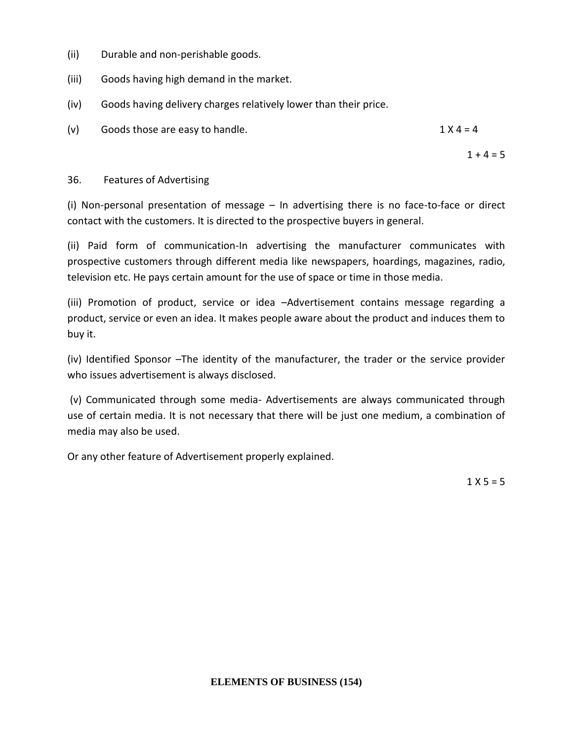(ii) Durable and non-perishable goods.

(iii) Goods having high demand in the market.

(iv) Goods having delivery charges relatively lower than their price.

(v) Goods those are easy to handle. 1 X 4 = 4

1 + 4 = 5

36. Features of Advertising

(i) Non-personal presentation of message – In advertising there is no face-to-face or direct contact with the customers. It is directed to the prospective buyers in general.

(ii) Paid form of communication-In advertising the manufacturer communicates with prospective customers through different media like newspapers, hoardings, magazines, radio, television etc. He pays certain amount for the use of space or time in those media.

(iii) Promotion of product, service or idea –Advertisement contains message regarding a product, service or even an idea. It makes people aware about the product and induces them to buy it.

(iv) Identified Sponsor –The identity of the manufacturer, the trader or the service provider who issues advertisement is always disclosed.

(v) Communicated through some media- Advertisements are always communicated through use of certain media. It is not necessary that there will be just one medium, a combination of media may also be used.

Or any other feature of Advertisement properly explained.

1 X 5 = 5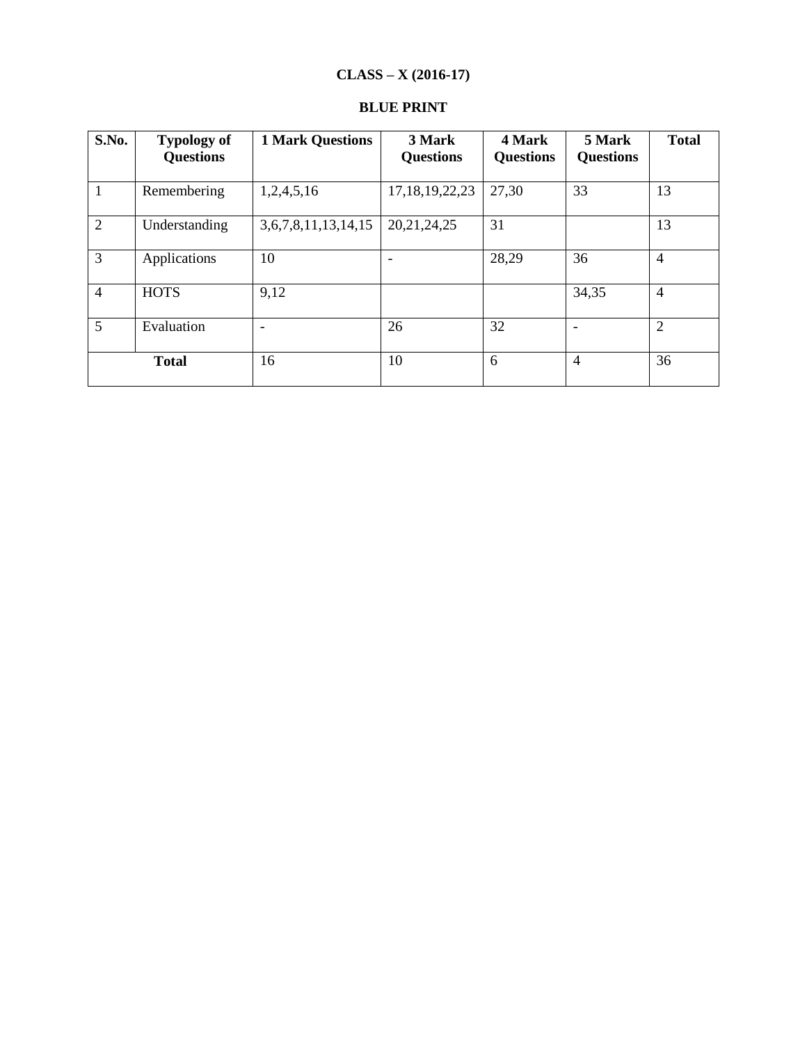**CLASS – X (2016-17)**

**BLUE PRINT**

| S.No. | Typology of Questions | 1 Mark Questions | 3 Mark Questions | 4 Mark Questions | 5 Mark Questions | Total |
|---|---|---|---|---|---|---|
| 1 | Remembering | 1,2,4,5,16 | 17,18,19,22,23 | 27,30 | 33 | 13 |
| 2 | Understanding | 3,6,7,8,11,13,14,15 | 20,21,24,25 | 31 | | 13 |
| 3 | Applications | 10 | - | 28,29 | 36 | 4 |
| 4 | HOTS | 9,12 | | | 34,35 | 4 |
| 5 | Evaluation | - | 26 | 32 | - | 2 |
| **Total** | | 16 | 10 | 6 | 4 | 36 |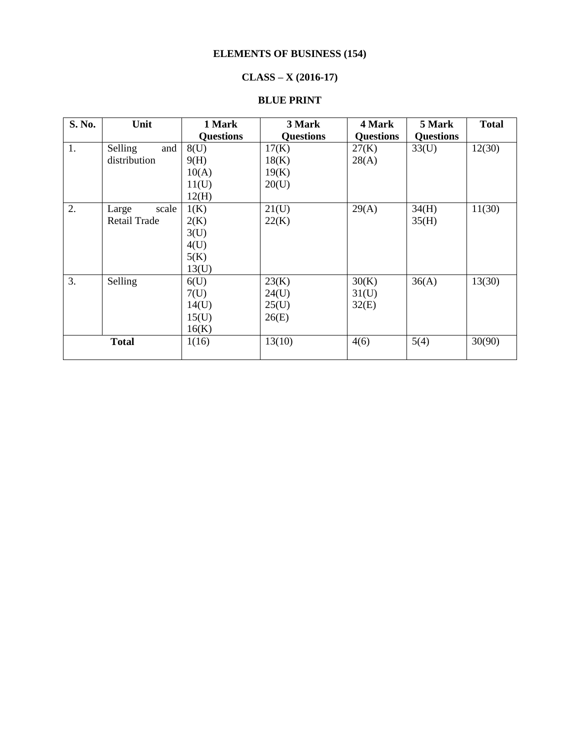**ELEMENTS OF BUSINESS (154)**

**CLASS – X (2016-17)**

**BLUE PRINT**

| S. No. | Unit | 1 Mark Questions | 3 Mark Questions | 4 Mark Questions | 5 Mark Questions | Total |
|---|---|---|---|---|---|---|
| 1. | Selling and distribution | 8(U)<br>9(H)<br>10(A)<br>11(U)<br>12(H) | 17(K)<br>18(K)<br>19(K)<br>20(U) | 27(K)<br>28(A) | 33(U) | 12(30) |
| 2. | Large scale Retail Trade | 1(K)<br>2(K)<br>3(U)<br>4(U)<br>5(K)<br>13(U) | 21(U)<br>22(K) | 29(A) | 34(H)<br>35(H) | 11(30) |
| 3. | Selling | 6(U)<br>7(U)<br>14(U)<br>15(U)<br>16(K) | 23(K)<br>24(U)<br>25(U)<br>26(E) | 30(K)<br>31(U)<br>32(E) | 36(A) | 13(30) |
| Total | | 1(16) | 13(10) | 4(6) | 5(4) | 30(90) |